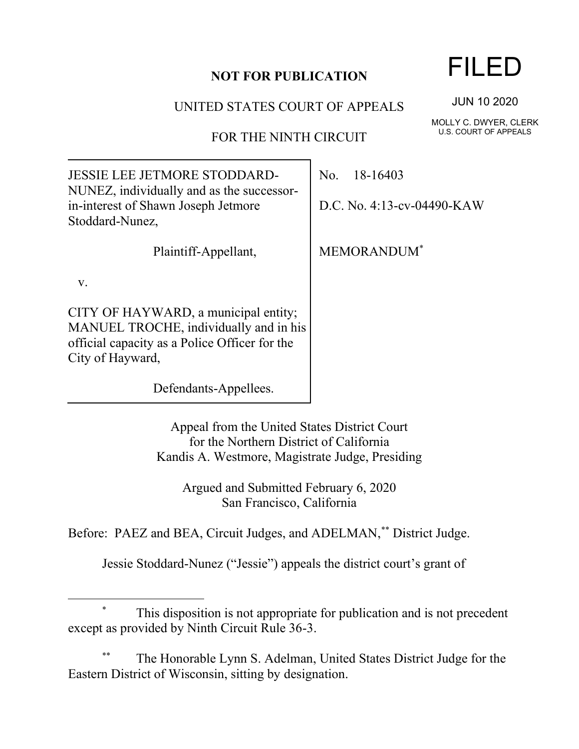**NOT FOR PUBLICATION**

UNITED STATES COURT OF APPEALS

FOR THE NINTH CIRCUIT

FILED

JUN 10 2020

MOLLY C. DWYER, CLERK
U.S. COURT OF APPEALS

JESSIE LEE JETMORE STODDARD-NUNEZ, individually and as the successor-in-interest of Shawn Joseph Jetmore Stoddard-Nunez,

Plaintiff-Appellant,

v.

CITY OF HAYWARD, a municipal entity; MANUEL TROCHE, individually and in his official capacity as a Police Officer for the City of Hayward,

Defendants-Appellees.

No. 18-16403

D.C. No. 4:13-cv-04490-KAW

MEMORANDUM[*]

Appeal from the United States District Court
for the Northern District of California
Kandis A. Westmore, Magistrate Judge, Presiding

Argued and Submitted February 6, 2020
San Francisco, California

Before: PAEZ and BEA, Circuit Judges, and ADELMAN,[**] District Judge.

Jessie Stoddard-Nunez ("Jessie") appeals the district court's grant of

---

[*] This disposition is not appropriate for publication and is not precedent except as provided by Ninth Circuit Rule 36-3.

[**] The Honorable Lynn S. Adelman, United States District Judge for the Eastern District of Wisconsin, sitting by designation.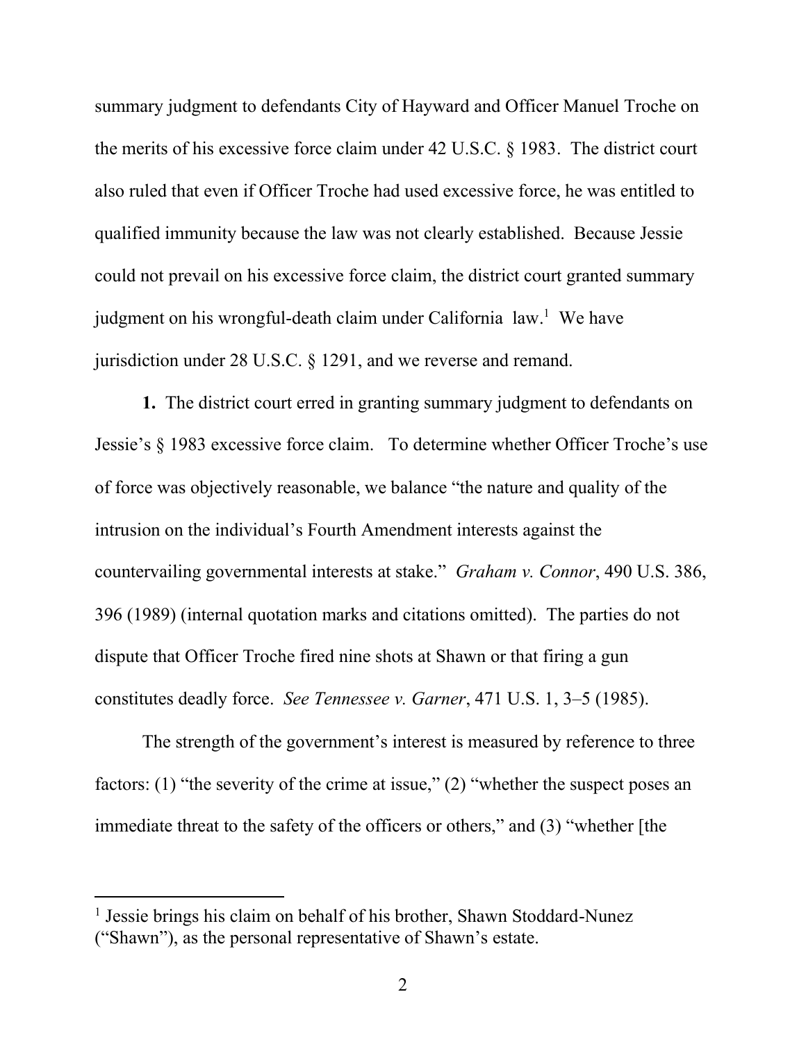summary judgment to defendants City of Hayward and Officer Manuel Troche on the merits of his excessive force claim under 42 U.S.C. § 1983. The district court also ruled that even if Officer Troche had used excessive force, he was entitled to qualified immunity because the law was not clearly established. Because Jessie could not prevail on his excessive force claim, the district court granted summary judgment on his wrongful-death claim under California law.[1] We have jurisdiction under 28 U.S.C. § 1291, and we reverse and remand.

**1.** The district court erred in granting summary judgment to defendants on Jessie's § 1983 excessive force claim. To determine whether Officer Troche's use of force was objectively reasonable, we balance "the nature and quality of the intrusion on the individual's Fourth Amendment interests against the countervailing governmental interests at stake." *Graham v. Connor*, 490 U.S. 386, 396 (1989) (internal quotation marks and citations omitted). The parties do not dispute that Officer Troche fired nine shots at Shawn or that firing a gun constitutes deadly force. *See Tennessee v. Garner*, 471 U.S. 1, 3–5 (1985).

The strength of the government's interest is measured by reference to three factors: (1) "the severity of the crime at issue," (2) "whether the suspect poses an immediate threat to the safety of the officers or others," and (3) "whether [the

---

[1] Jessie brings his claim on behalf of his brother, Shawn Stoddard-Nunez ("Shawn"), as the personal representative of Shawn's estate.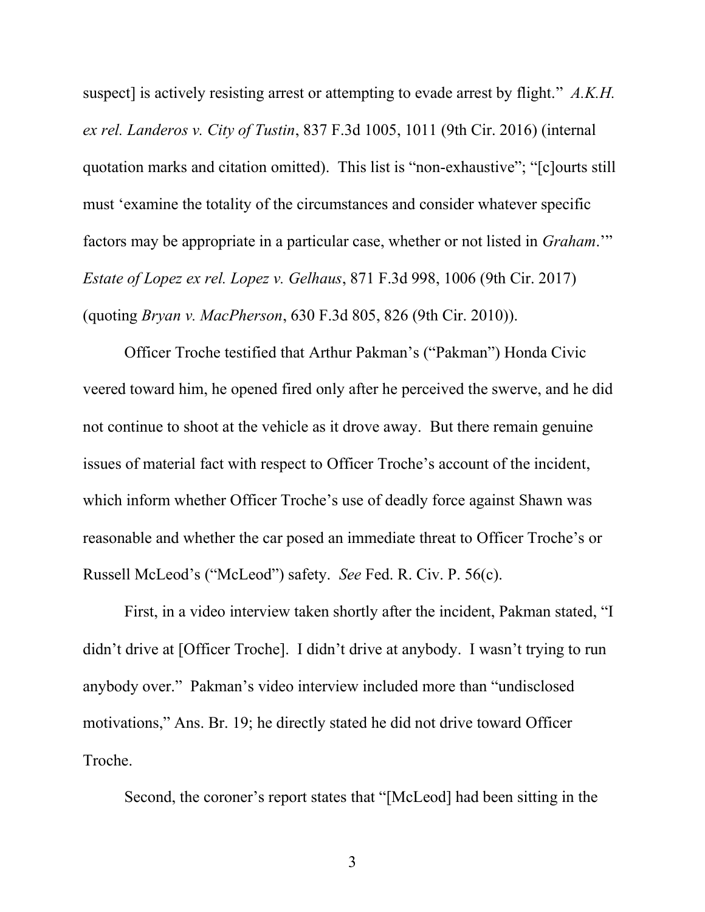suspect] is actively resisting arrest or attempting to evade arrest by flight." *A.K.H. ex rel. Landeros v. City of Tustin*, 837 F.3d 1005, 1011 (9th Cir. 2016) (internal quotation marks and citation omitted). This list is "non-exhaustive"; "[c]ourts still must 'examine the totality of the circumstances and consider whatever specific factors may be appropriate in a particular case, whether or not listed in *Graham*.'" *Estate of Lopez ex rel. Lopez v. Gelhaus*, 871 F.3d 998, 1006 (9th Cir. 2017) (quoting *Bryan v. MacPherson*, 630 F.3d 805, 826 (9th Cir. 2010)).

Officer Troche testified that Arthur Pakman's ("Pakman") Honda Civic veered toward him, he opened fired only after he perceived the swerve, and he did not continue to shoot at the vehicle as it drove away. But there remain genuine issues of material fact with respect to Officer Troche's account of the incident, which inform whether Officer Troche's use of deadly force against Shawn was reasonable and whether the car posed an immediate threat to Officer Troche's or Russell McLeod's ("McLeod") safety. *See* Fed. R. Civ. P. 56(c).

First, in a video interview taken shortly after the incident, Pakman stated, "I didn't drive at [Officer Troche]. I didn't drive at anybody. I wasn't trying to run anybody over." Pakman's video interview included more than "undisclosed motivations," Ans. Br. 19; he directly stated he did not drive toward Officer Troche.

Second, the coroner's report states that "[McLeod] had been sitting in the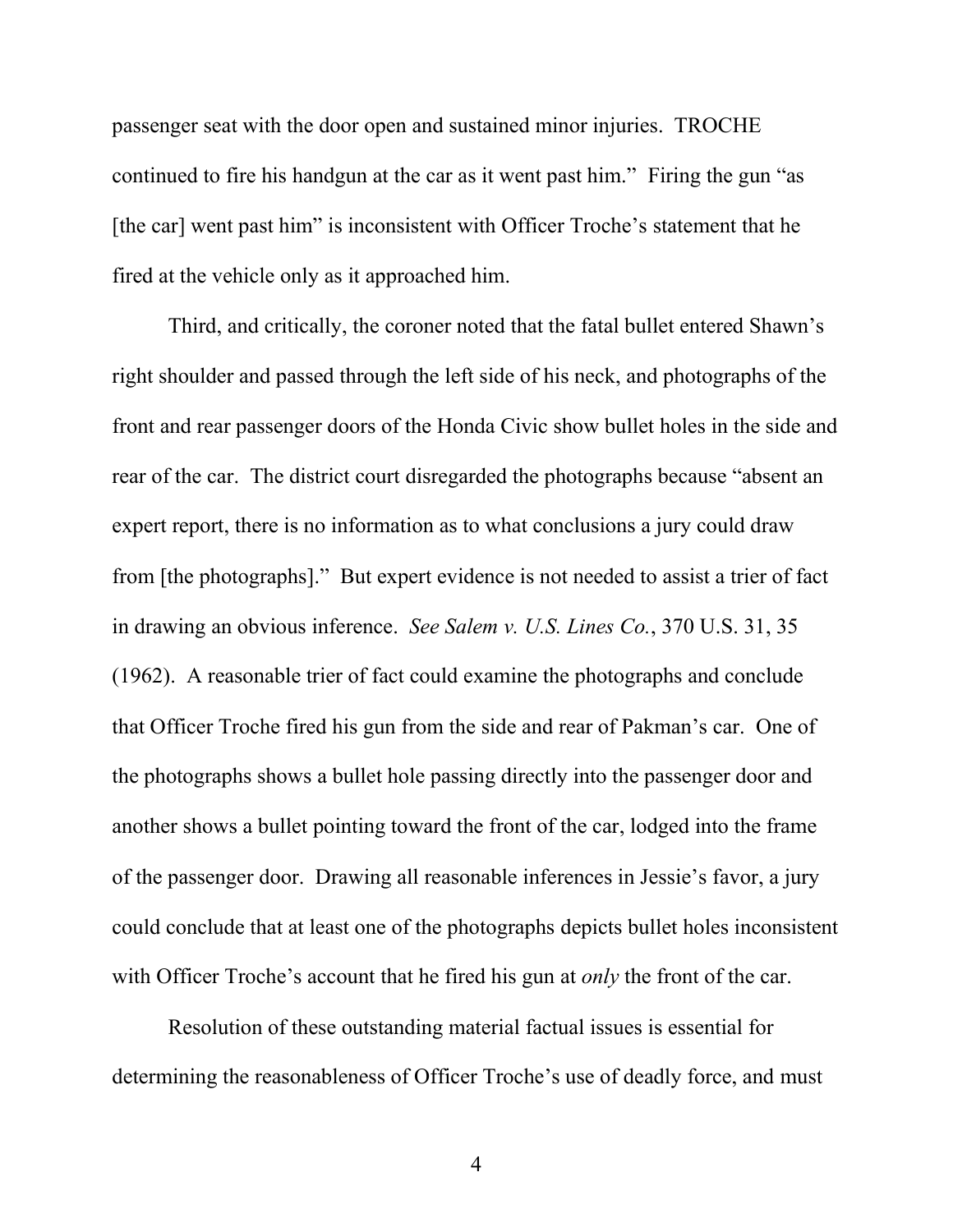passenger seat with the door open and sustained minor injuries. TROCHE continued to fire his handgun at the car as it went past him." Firing the gun "as [the car] went past him" is inconsistent with Officer Troche's statement that he fired at the vehicle only as it approached him.

Third, and critically, the coroner noted that the fatal bullet entered Shawn's right shoulder and passed through the left side of his neck, and photographs of the front and rear passenger doors of the Honda Civic show bullet holes in the side and rear of the car. The district court disregarded the photographs because "absent an expert report, there is no information as to what conclusions a jury could draw from [the photographs]." But expert evidence is not needed to assist a trier of fact in drawing an obvious inference. *See Salem v. U.S. Lines Co.*, 370 U.S. 31, 35 (1962). A reasonable trier of fact could examine the photographs and conclude that Officer Troche fired his gun from the side and rear of Pakman's car. One of the photographs shows a bullet hole passing directly into the passenger door and another shows a bullet pointing toward the front of the car, lodged into the frame of the passenger door. Drawing all reasonable inferences in Jessie's favor, a jury could conclude that at least one of the photographs depicts bullet holes inconsistent with Officer Troche's account that he fired his gun at *only* the front of the car.

Resolution of these outstanding material factual issues is essential for determining the reasonableness of Officer Troche's use of deadly force, and must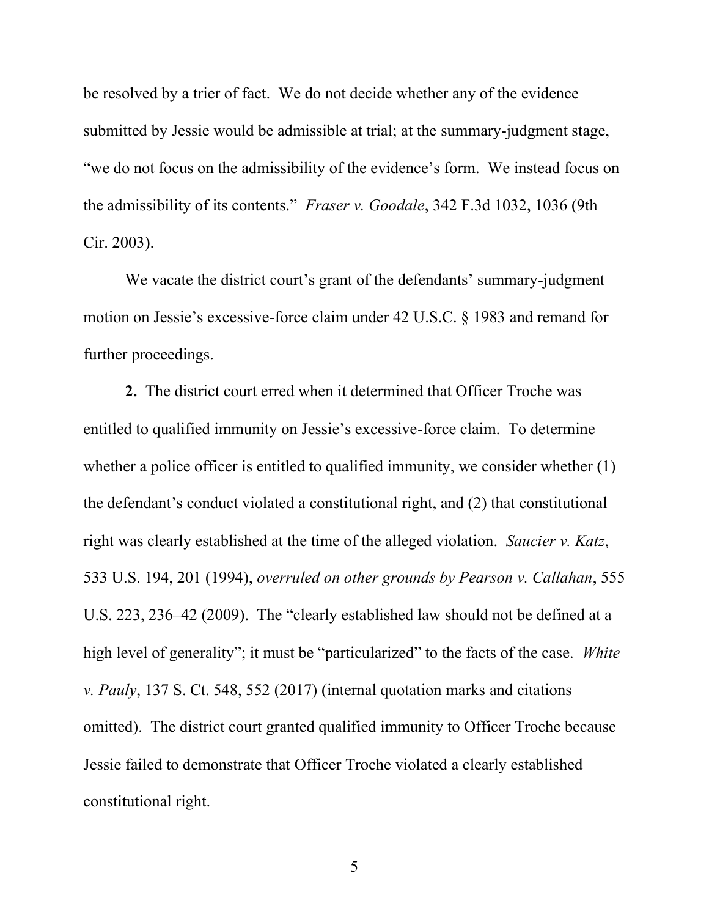be resolved by a trier of fact. We do not decide whether any of the evidence submitted by Jessie would be admissible at trial; at the summary-judgment stage, "we do not focus on the admissibility of the evidence's form. We instead focus on the admissibility of its contents." *Fraser v. Goodale*, 342 F.3d 1032, 1036 (9th Cir. 2003).

We vacate the district court's grant of the defendants' summary-judgment motion on Jessie's excessive-force claim under 42 U.S.C. § 1983 and remand for further proceedings.

**2.** The district court erred when it determined that Officer Troche was entitled to qualified immunity on Jessie's excessive-force claim. To determine whether a police officer is entitled to qualified immunity, we consider whether (1) the defendant's conduct violated a constitutional right, and (2) that constitutional right was clearly established at the time of the alleged violation. *Saucier v. Katz*, 533 U.S. 194, 201 (1994), *overruled on other grounds by Pearson v. Callahan*, 555 U.S. 223, 236–42 (2009). The "clearly established law should not be defined at a high level of generality"; it must be "particularized" to the facts of the case. *White v. Pauly*, 137 S. Ct. 548, 552 (2017) (internal quotation marks and citations omitted). The district court granted qualified immunity to Officer Troche because Jessie failed to demonstrate that Officer Troche violated a clearly established constitutional right.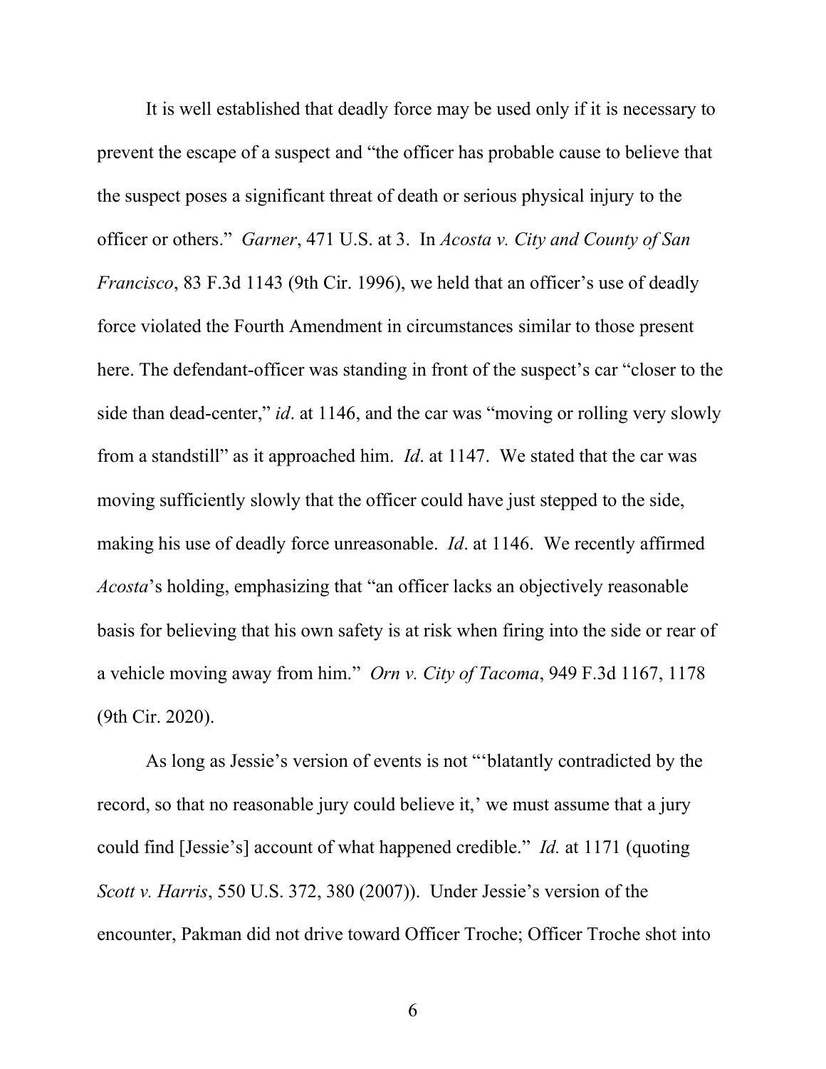It is well established that deadly force may be used only if it is necessary to prevent the escape of a suspect and "the officer has probable cause to believe that the suspect poses a significant threat of death or serious physical injury to the officer or others." *Garner*, 471 U.S. at 3. In *Acosta v. City and County of San Francisco*, 83 F.3d 1143 (9th Cir. 1996), we held that an officer's use of deadly force violated the Fourth Amendment in circumstances similar to those present here. The defendant-officer was standing in front of the suspect's car "closer to the side than dead-center," *id*. at 1146, and the car was "moving or rolling very slowly from a standstill" as it approached him. *Id*. at 1147. We stated that the car was moving sufficiently slowly that the officer could have just stepped to the side, making his use of deadly force unreasonable. *Id*. at 1146. We recently affirmed *Acosta*'s holding, emphasizing that "an officer lacks an objectively reasonable basis for believing that his own safety is at risk when firing into the side or rear of a vehicle moving away from him." *Orn v. City of Tacoma*, 949 F.3d 1167, 1178 (9th Cir. 2020).

As long as Jessie's version of events is not "'blatantly contradicted by the record, so that no reasonable jury could believe it,' we must assume that a jury could find [Jessie's] account of what happened credible." *Id.* at 1171 (quoting *Scott v. Harris*, 550 U.S. 372, 380 (2007)). Under Jessie's version of the encounter, Pakman did not drive toward Officer Troche; Officer Troche shot into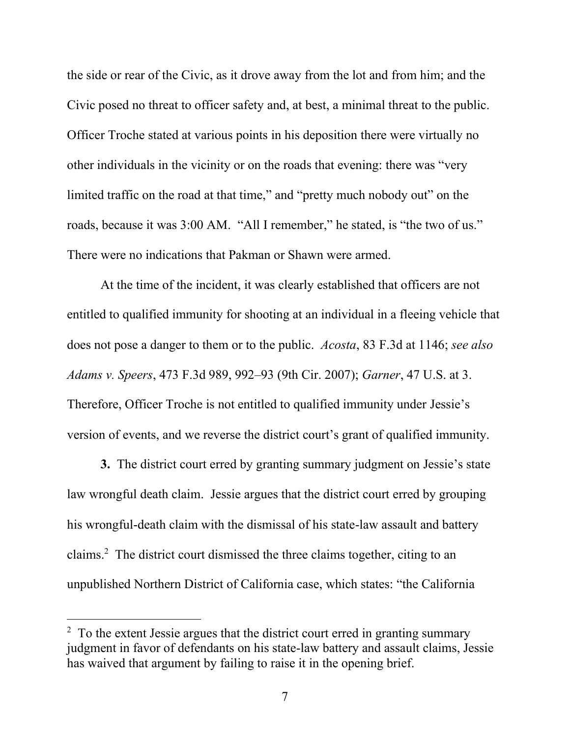the side or rear of the Civic, as it drove away from the lot and from him; and the Civic posed no threat to officer safety and, at best, a minimal threat to the public. Officer Troche stated at various points in his deposition there were virtually no other individuals in the vicinity or on the roads that evening: there was "very limited traffic on the road at that time," and "pretty much nobody out" on the roads, because it was 3:00 AM. "All I remember," he stated, is "the two of us." There were no indications that Pakman or Shawn were armed.

At the time of the incident, it was clearly established that officers are not entitled to qualified immunity for shooting at an individual in a fleeing vehicle that does not pose a danger to them or to the public. *Acosta*, 83 F.3d at 1146; *see also Adams v. Speers*, 473 F.3d 989, 992–93 (9th Cir. 2007); *Garner*, 47 U.S. at 3. Therefore, Officer Troche is not entitled to qualified immunity under Jessie's version of events, and we reverse the district court's grant of qualified immunity.

**3.** The district court erred by granting summary judgment on Jessie's state law wrongful death claim. Jessie argues that the district court erred by grouping his wrongful-death claim with the dismissal of his state-law assault and battery claims.[2] The district court dismissed the three claims together, citing to an unpublished Northern District of California case, which states: "the California

---

[2] To the extent Jessie argues that the district court erred in granting summary judgment in favor of defendants on his state-law battery and assault claims, Jessie has waived that argument by failing to raise it in the opening brief.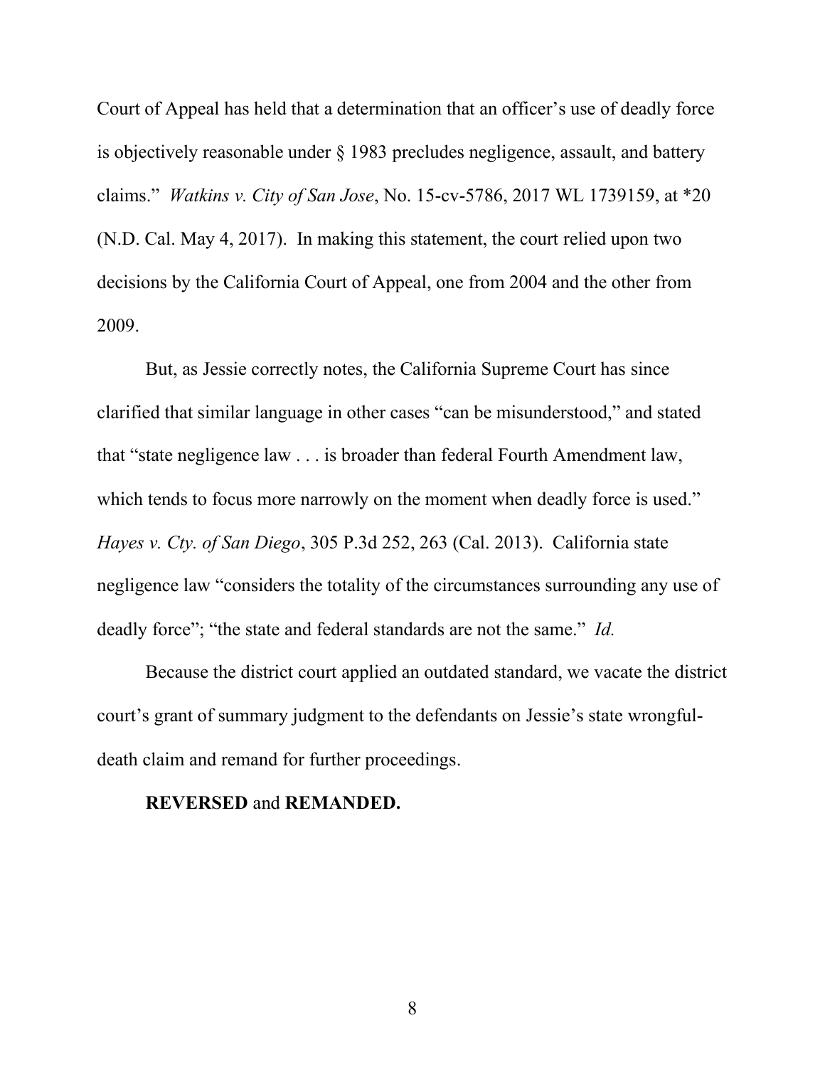Court of Appeal has held that a determination that an officer's use of deadly force is objectively reasonable under § 1983 precludes negligence, assault, and battery claims." *Watkins v. City of San Jose*, No. 15-cv-5786, 2017 WL 1739159, at *20 (N.D. Cal. May 4, 2017). In making this statement, the court relied upon two decisions by the California Court of Appeal, one from 2004 and the other from 2009.

But, as Jessie correctly notes, the California Supreme Court has since clarified that similar language in other cases "can be misunderstood," and stated that "state negligence law . . . is broader than federal Fourth Amendment law, which tends to focus more narrowly on the moment when deadly force is used." *Hayes v. Cty. of San Diego*, 305 P.3d 252, 263 (Cal. 2013). California state negligence law "considers the totality of the circumstances surrounding any use of deadly force"; "the state and federal standards are not the same." *Id.*

Because the district court applied an outdated standard, we vacate the district court's grant of summary judgment to the defendants on Jessie's state wrongful-death claim and remand for further proceedings.

**REVERSED** and **REMANDED.**